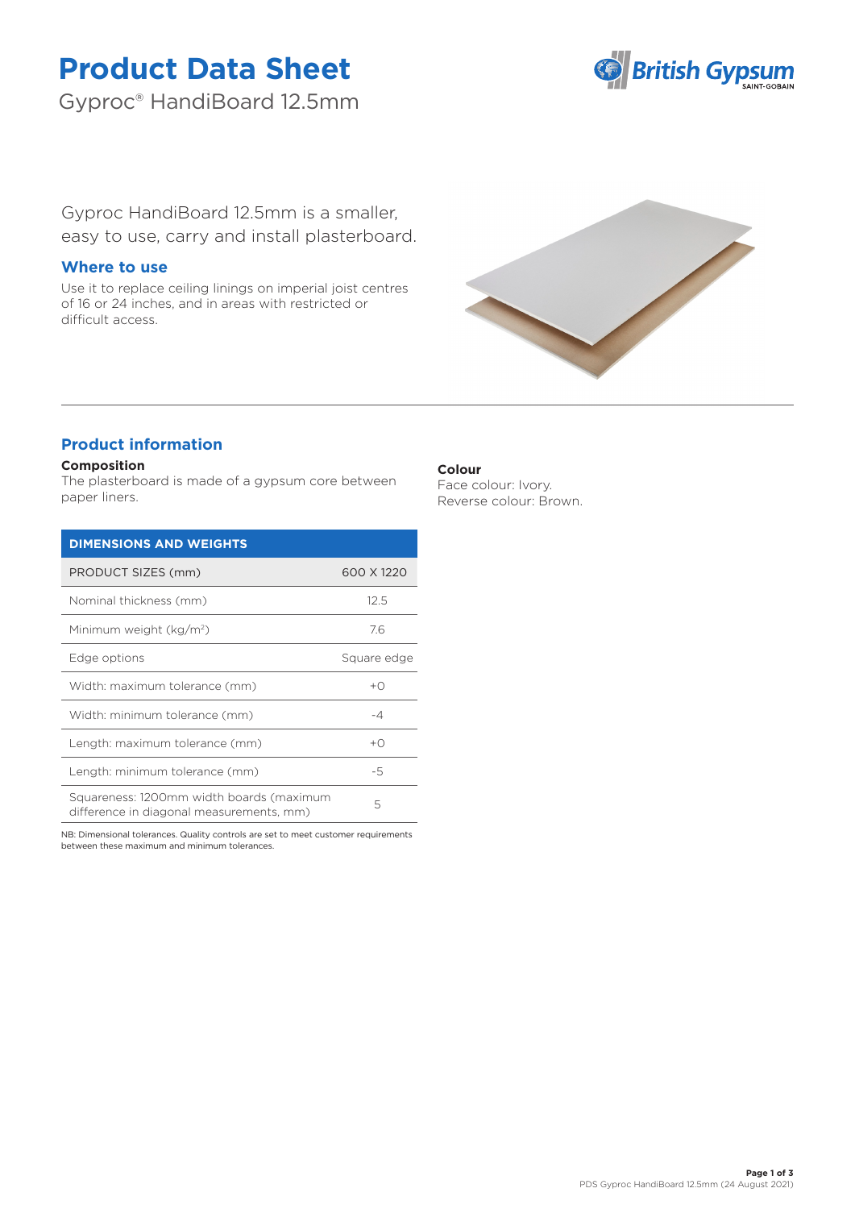# Product Data Sheet

Gyproc® HandiBoard 12.5mm

Gyproc HandiBoard 12.5mm is a smaller, easy to use, carry and install plasterboard.

## Where to use

Use it to replace ceiling linings on imperial joist centres of 16 or 24 inches, and in areas with restricted or difficult access.

## Product information

**Composition**

The plasterboard is made of a gypsum core between paper liners.

**Colour**

Face colour: Ivory.
Reverse colour: Brown.

| DIMENSIONS AND WEIGHTS | |
|---|---|
| PRODUCT SIZES (mm) | 600 X 1220 |
| Nominal thickness (mm) | 12.5 |
| Minimum weight (kg/m²) | 7.6 |
| Edge options | Square edge |
| Width: maximum tolerance (mm) | +0 |
| Width: minimum tolerance (mm) | -4 |
| Length: maximum tolerance (mm) | +0 |
| Length: minimum tolerance (mm) | -5 |
| Squareness: 1200mm width boards (maximum difference in diagonal measurements, mm) | 5 |

NB: Dimensional tolerances. Quality controls are set to meet customer requirements between these maximum and minimum tolerances.

PDS Gyproc HandiBoard 12.5mm (24 August 2021)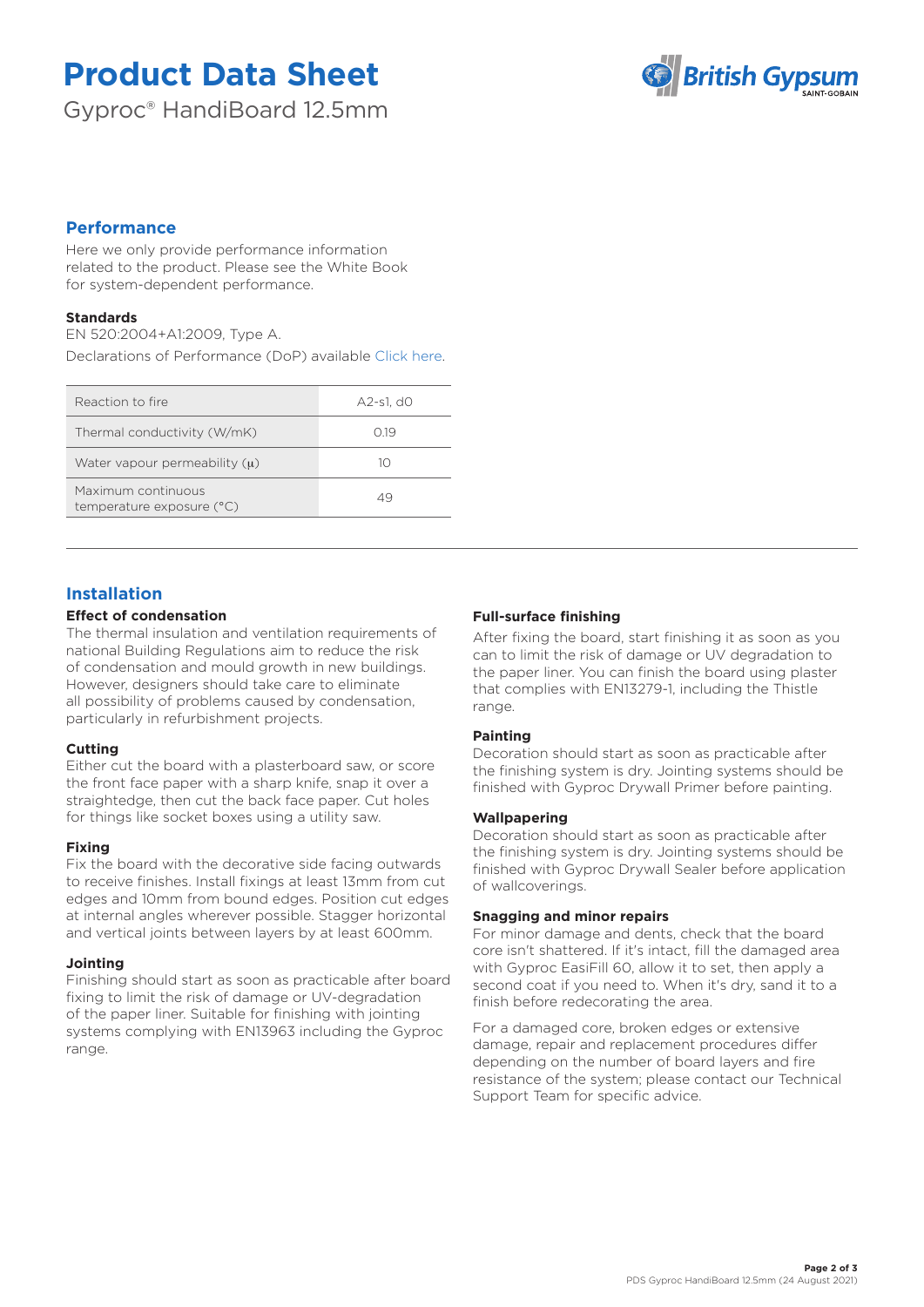# Product Data Sheet

Gyproc® HandiBoard 12.5mm

## Performance

Here we only provide performance information related to the product. Please see the White Book for system-dependent performance.

### Standards

EN 520:2004+A1:2009, Type A.

Declarations of Performance (DoP) available Click here.

| Property | Value |
| --- | --- |
| Reaction to fire | A2-s1, d0 |
| Thermal conductivity (W/mK) | 0.19 |
| Water vapour permeability (μ) | 10 |
| Maximum continuous temperature exposure (°C) | 49 |

## Installation

### Effect of condensation

The thermal insulation and ventilation requirements of national Building Regulations aim to reduce the risk of condensation and mould growth in new buildings. However, designers should take care to eliminate all possibility of problems caused by condensation, particularly in refurbishment projects.

### Cutting

Either cut the board with a plasterboard saw, or score the front face paper with a sharp knife, snap it over a straightedge, then cut the back face paper. Cut holes for things like socket boxes using a utility saw.

### Fixing

Fix the board with the decorative side facing outwards to receive finishes. Install fixings at least 13mm from cut edges and 10mm from bound edges. Position cut edges at internal angles wherever possible. Stagger horizontal and vertical joints between layers by at least 600mm.

### Jointing

Finishing should start as soon as practicable after board fixing to limit the risk of damage or UV-degradation of the paper liner. Suitable for finishing with jointing systems complying with EN13963 including the Gyproc range.

### Full-surface finishing

After fixing the board, start finishing it as soon as you can to limit the risk of damage or UV degradation to the paper liner. You can finish the board using plaster that complies with EN13279-1, including the Thistle range.

### Painting

Decoration should start as soon as practicable after the finishing system is dry. Jointing systems should be finished with Gyproc Drywall Primer before painting.

### Wallpapering

Decoration should start as soon as practicable after the finishing system is dry. Jointing systems should be finished with Gyproc Drywall Sealer before application of wallcoverings.

### Snagging and minor repairs

For minor damage and dents, check that the board core isn't shattered. If it's intact, fill the damaged area with Gyproc EasiFill 60, allow it to set, then apply a second coat if you need to. When it's dry, sand it to a finish before redecorating the area.

For a damaged core, broken edges or extensive damage, repair and replacement procedures differ depending on the number of board layers and fire resistance of the system; please contact our Technical Support Team for specific advice.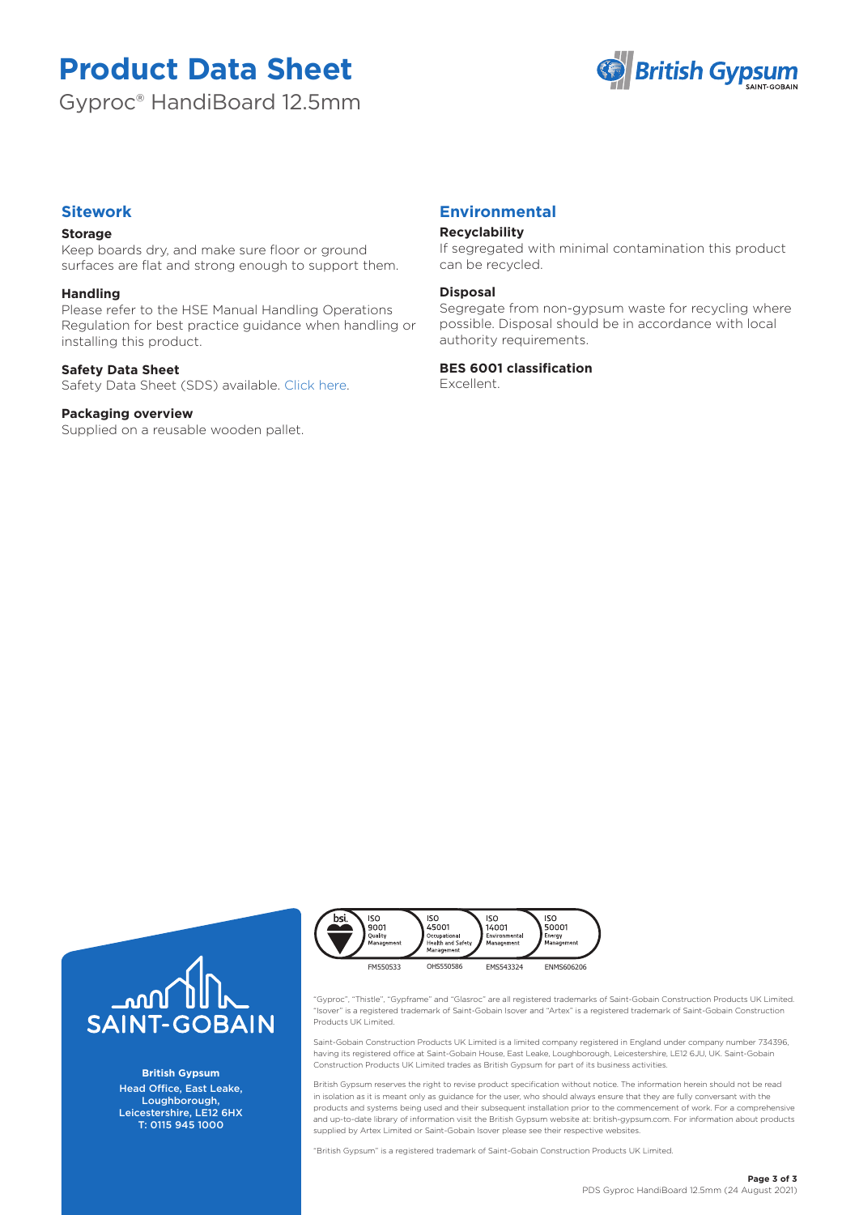# Product Data Sheet

Gyproc® HandiBoard 12.5mm

## Sitework

### Storage

Keep boards dry, and make sure floor or ground surfaces are flat and strong enough to support them.

### Handling

Please refer to the HSE Manual Handling Operations Regulation for best practice guidance when handling or installing this product.

### Safety Data Sheet

Safety Data Sheet (SDS) available. Click here.

### Packaging overview

Supplied on a reusable wooden pallet.

## Environmental

### Recyclability

If segregated with minimal contamination this product can be recycled.

### Disposal

Segregate from non-gypsum waste for recycling where possible. Disposal should be in accordance with local authority requirements.

### BES 6001 classification

Excellent.

**British Gypsum**
Head Office, East Leake,
Loughborough,
Leicestershire, LE12 6HX
T: 0115 945 1000

ISO 9001 Quality Management FM550533
ISO 45001 Occupational Health and Safety Management OHS550586
ISO 14001 Environmental Management EMS543324
ISO 50001 Energy Management ENMS606206

"Gyproc", "Thistle", "Gypframe" and "Glasroc" are all registered trademarks of Saint-Gobain Construction Products UK Limited. "Isover" is a registered trademark of Saint-Gobain Isover and "Artex" is a registered trademark of Saint-Gobain Construction Products UK Limited.

Saint-Gobain Construction Products UK Limited is a limited company registered in England under company number 734396, having its registered office at Saint-Gobain House, East Leake, Loughborough, Leicestershire, LE12 6JU, UK. Saint-Gobain Construction Products UK Limited trades as British Gypsum for part of its business activities.

British Gypsum reserves the right to revise product specification without notice. The information herein should not be read in isolation as it is meant only as guidance for the user, who should always ensure that they are fully conversant with the products and systems being used and their subsequent installation prior to the commencement of work. For a comprehensive and up-to-date library of information visit the British Gypsum website at: british-gypsum.com. For information about products supplied by Artex Limited or Saint-Gobain Isover please see their respective websites.

"British Gypsum" is a registered trademark of Saint-Gobain Construction Products UK Limited.

PDS Gyproc HandiBoard 12.5mm (24 August 2021)